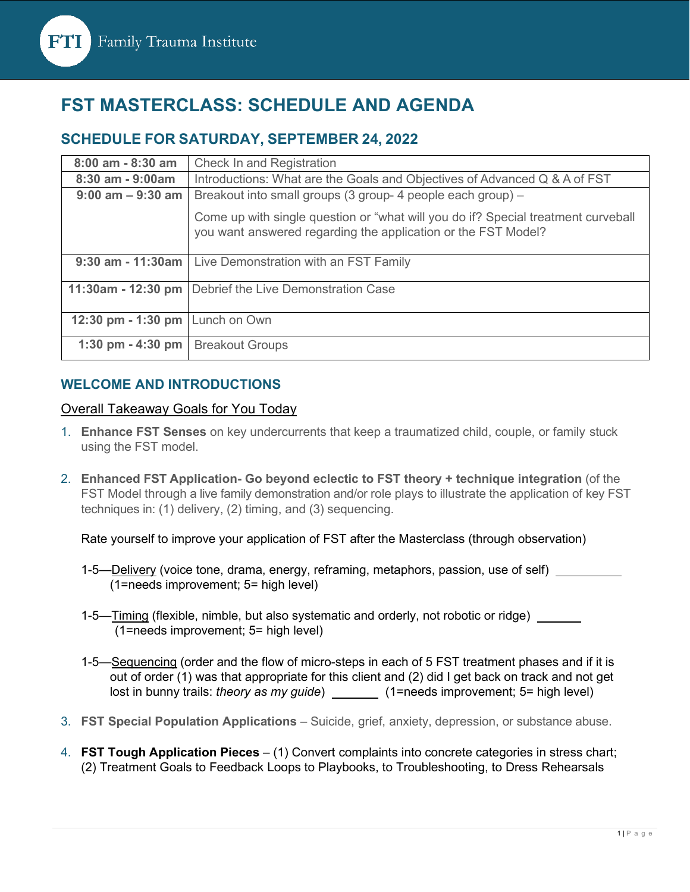FTI Family Trauma Institute

# FST MASTERCLASS: SCHEDULE AND AGENDA

## SCHEDULE FOR SATURDAY, SEPTEMBER 24, 2022

| | |
|---|---|
| 8:00 am - 8:30 am | Check In and Registration |
| 8:30 am - 9:00am | Introductions: What are the Goals and Objectives of Advanced Q & A of FST |
| 9:00 am – 9:30 am | Breakout into small groups (3 group- 4 people each group) – Come up with single question or "what will you do if? Special treatment curveball you want answered regarding the application or the FST Model? |
| 9:30 am - 11:30am | Live Demonstration with an FST Family |
| 11:30am - 12:30 pm | Debrief the Live Demonstration Case |
| 12:30 pm - 1:30 pm | Lunch on Own |
| 1:30 pm - 4:30 pm | Breakout Groups |

## WELCOME AND INTRODUCTIONS

Overall Takeaway Goals for You Today

1. **Enhance FST Senses** on key undercurrents that keep a traumatized child, couple, or family stuck using the FST model.

2. **Enhanced FST Application- Go beyond eclectic to FST theory + technique integration** (of the FST Model through a live family demonstration and/or role plays to illustrate the application of key FST techniques in: (1) delivery, (2) timing, and (3) sequencing.

   Rate yourself to improve your application of FST after the Masterclass (through observation)

   1-5—Delivery (voice tone, drama, energy, reframing, metaphors, passion, use of self) __________
   (1=needs improvement; 5= high level)

   1-5—Timing (flexible, nimble, but also systematic and orderly, not robotic or ridge) _______
   (1=needs improvement; 5= high level)

   1-5—Sequencing (order and the flow of micro-steps in each of 5 FST treatment phases and if it is out of order (1) was that appropriate for this client and (2) did I get back on track and not get lost in bunny trails: *theory as my guide*) _______ (1=needs improvement; 5= high level)

3. **FST Special Population Applications** – Suicide, grief, anxiety, depression, or substance abuse.

4. **FST Tough Application Pieces** – (1) Convert complaints into concrete categories in stress chart; (2) Treatment Goals to Feedback Loops to Playbooks, to Troubleshooting, to Dress Rehearsals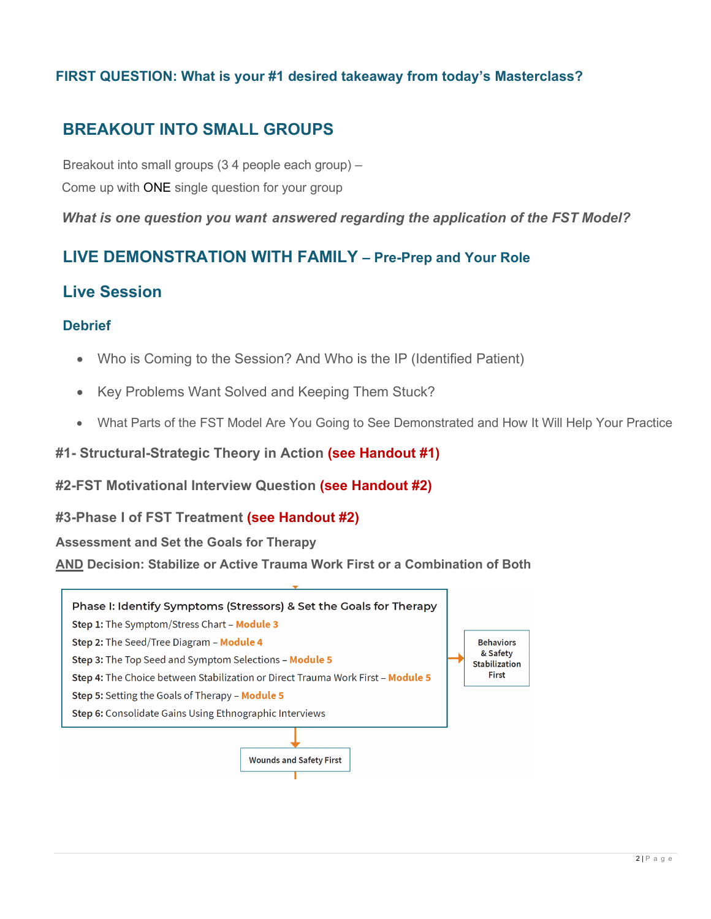**FIRST QUESTION: What is your #1 desired takeaway from today's Masterclass?**

## BREAKOUT INTO SMALL GROUPS

Breakout into small groups (3 4 people each group) –

Come up with ONE single question for your group

***What is one question you want answered regarding the application of the FST Model?***

## LIVE DEMONSTRATION WITH FAMILY – Pre-Prep and Your Role

## Live Session

### Debrief

- Who is Coming to the Session? And Who is the IP (Identified Patient)
- Key Problems Want Solved and Keeping Them Stuck?
- What Parts of the FST Model Are You Going to See Demonstrated and How It Will Help Your Practice

### #1- Structural-Strategic Theory in Action (see Handout #1)

### #2-FST Motivational Interview Question (see Handout #2)

### #3-Phase I of FST Treatment (see Handout #2)

**Assessment and Set the Goals for Therapy**

**AND Decision: Stabilize or Active Trauma Work First or a Combination of Both**

**Phase I: Identify Symptoms (Stressors) & Set the Goals for Therapy**

**Step 1:** The Symptom/Stress Chart – **Module 3**
**Step 2:** The Seed/Tree Diagram – **Module 4**
**Step 3:** The Top Seed and Symptom Selections – **Module 5**
**Step 4:** The Choice between Stabilization or Direct Trauma Work First – **Module 5**
**Step 5:** Setting the Goals of Therapy – **Module 5**
**Step 6:** Consolidate Gains Using Ethnographic Interviews

→ Behaviors & Safety Stabilization First

↓ Wounds and Safety First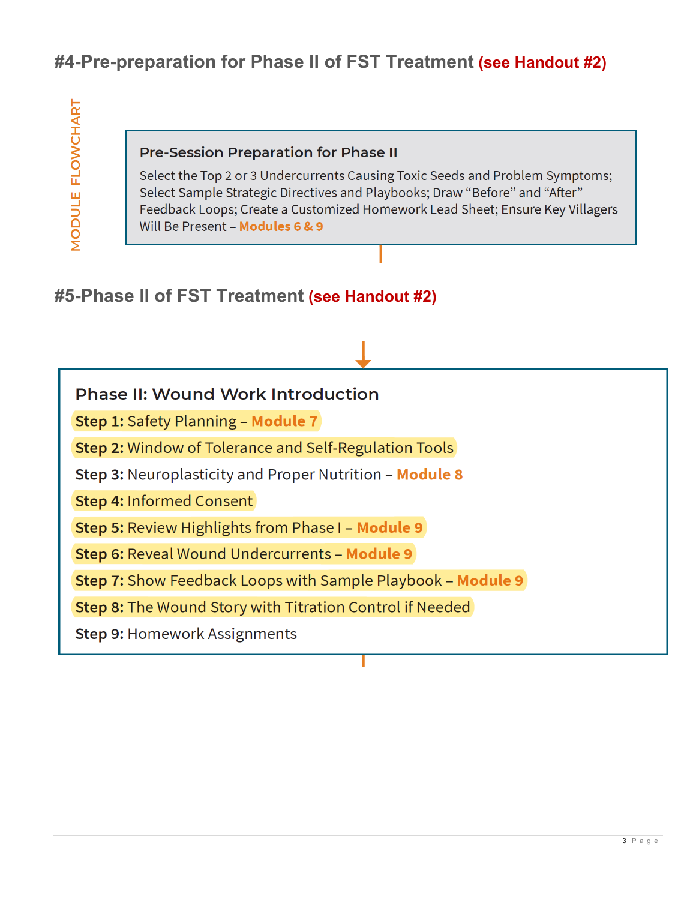## #4-Pre-preparation for Phase II of FST Treatment (see Handout #2)

MODULE FLOWCHART

**Pre-Session Preparation for Phase II**

Select the Top 2 or 3 Undercurrents Causing Toxic Seeds and Problem Symptoms; Select Sample Strategic Directives and Playbooks; Draw "Before" and "After" Feedback Loops; Create a Customized Homework Lead Sheet; Ensure Key Villagers Will Be Present – **Modules 6 & 9**

## #5-Phase II of FST Treatment (see Handout #2)

**Phase II: Wound Work Introduction**

**Step 1:** Safety Planning – **Module 7**

**Step 2:** Window of Tolerance and Self-Regulation Tools

**Step 3:** Neuroplasticity and Proper Nutrition – **Module 8**

**Step 4:** Informed Consent

**Step 5:** Review Highlights from Phase I – **Module 9**

**Step 6:** Reveal Wound Undercurrents – **Module 9**

**Step 7:** Show Feedback Loops with Sample Playbook – **Module 9**

**Step 8:** The Wound Story with Titration Control if Needed

**Step 9:** Homework Assignments